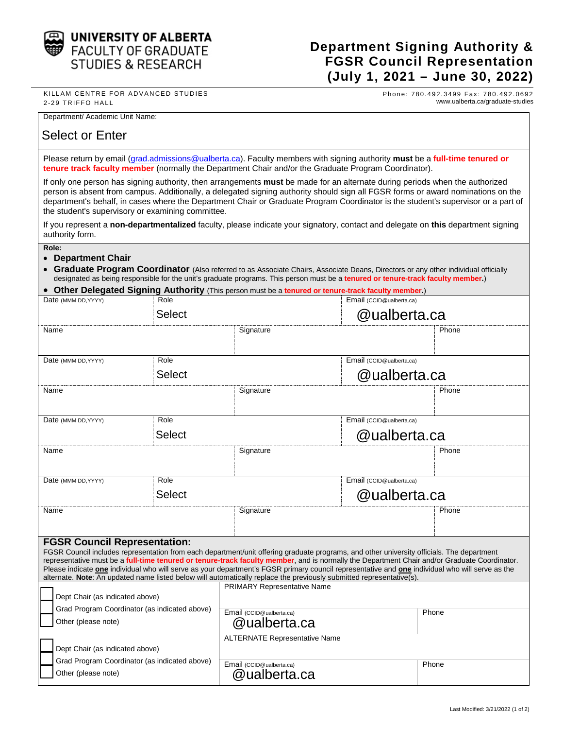**UNIVERSITY OF ALBERTA**
FACULTY OF GRADUATE STUDIES & RESEARCH

# Department Signing Authority & FGSR Council Representation (July 1, 2021 – June 30, 2022)

KILLAM CENTRE FOR ADVANCED STUDIES
2-29 TRIFFO HALL

Phone: 780.492.3499 Fax: 780.492.0692
www.ualberta.ca/graduate-studies

Department/ Academic Unit Name:

Select or Enter

Please return by email (grad.admissions@ualberta.ca). Faculty members with signing authority **must** be a **full-time tenured or tenure track faculty member** (normally the Department Chair and/or the Graduate Program Coordinator).

If only one person has signing authority, then arrangements **must** be made for an alternate during periods when the authorized person is absent from campus. Additionally, a delegated signing authority should sign all FGSR forms or award nominations on the department's behalf, in cases where the Department Chair or Graduate Program Coordinator is the student's supervisor or a part of the student's supervisory or examining committee.

If you represent a **non-departmentalized** faculty, please indicate your signatory, contact and delegate on **this** department signing authority form.

**Role:**

- **Department Chair**
- **Graduate Program Coordinator** (Also referred to as Associate Chairs, Associate Deans, Directors or any other individual officially designated as being responsible for the unit's graduate programs. This person must be a **tenured or tenure-track faculty member.**)
- **Other Delegated Signing Authority** (This person must be a **tenured or tenure-track faculty member.**)

| Date (MMM DD,YYYY) | Role | | Email (CCID@ualberta.ca) |
|---|---|---|---|
| | Select | | @ualberta.ca |
| Name | | Signature | Phone |
| | | | |

| Date (MMM DD,YYYY) | Role | | Email (CCID@ualberta.ca) |
|---|---|---|---|
| | Select | | @ualberta.ca |
| Name | | Signature | Phone |
| | | | |

| Date (MMM DD,YYYY) | Role | | Email (CCID@ualberta.ca) |
|---|---|---|---|
| | Select | | @ualberta.ca |
| Name | | Signature | Phone |
| | | | |

| Date (MMM DD,YYYY) | Role | | Email (CCID@ualberta.ca) |
|---|---|---|---|
| | Select | | @ualberta.ca |
| Name | | Signature | Phone |
| | | | |

## FGSR Council Representation:

FGSR Council includes representation from each department/unit offering graduate programs, and other university officials. The department representative must be a **full-time tenured or tenure-track faculty member**, and is normally the Department Chair and/or Graduate Program Coordinator. Please indicate **one** individual who will serve as your department's FGSR primary council representative and **one** individual who will serve as the alternate. **Note**: An updated name listed below will automatically replace the previously submitted representative(s).

| | PRIMARY Representative Name | |
|---|---|---|
| ☐ Dept Chair (as indicated above)<br>☐ Grad Program Coordinator (as indicated above)<br>☐ Other (please note) | Email (CCID@ualberta.ca)<br>@ualberta.ca | Phone |

| | ALTERNATE Representative Name | |
|---|---|---|
| ☐ Dept Chair (as indicated above)<br>☐ Grad Program Coordinator (as indicated above)<br>☐ Other (please note) | Email (CCID@ualberta.ca)<br>@ualberta.ca | Phone |

Last Modified: 3/21/2022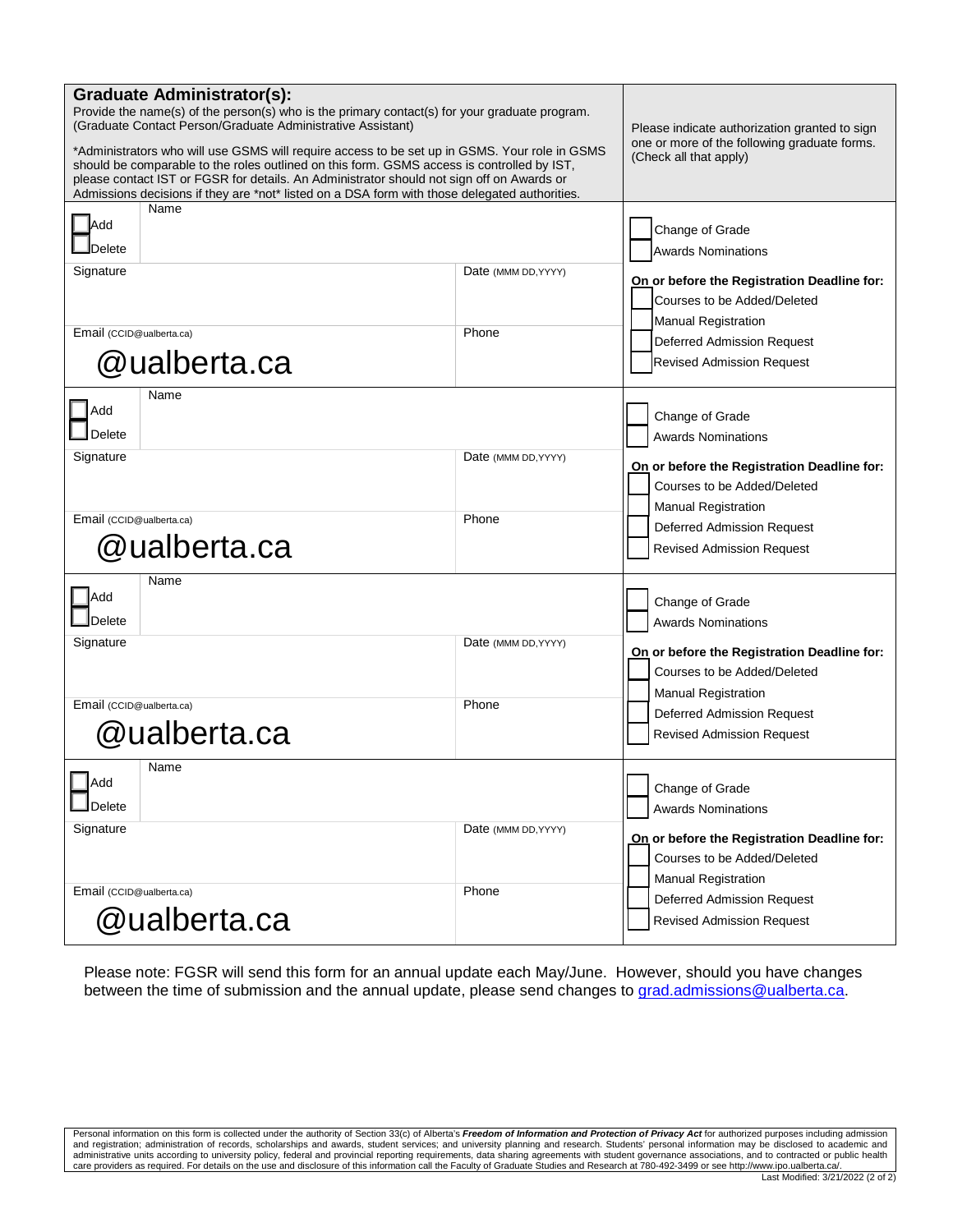| **Graduate Administrator(s):** Provide the name(s) of the person(s) who is the primary contact(s) for your graduate program. (Graduate Contact Person/Graduate Administrative Assistant) *Administrators who will use GSMS will require access to be set up in GSMS. Your role in GSMS should be comparable to the roles outlined on this form. GSMS access is controlled by IST, please contact IST or FGSR for details. An Administrator should not sign off on Awards or Admissions decisions if they are *not* listed on a DSA form with those delegated authorities. | | Please indicate authorization granted to sign one or more of the following graduate forms. (Check all that apply) |
|---|---|---|
| ☐ Add ☐ Delete — Name | | ☐ Change of Grade ☐ Awards Nominations **On or before the Registration Deadline for:** ☐ Courses to be Added/Deleted ☐ Manual Registration ☐ Deferred Admission Request ☐ Revised Admission Request |
| Signature | Date (MMM DD,YYYY) | |
| Email (CCID@ualberta.ca) @ualberta.ca | Phone | |
| ☐ Add ☐ Delete — Name | | ☐ Change of Grade ☐ Awards Nominations **On or before the Registration Deadline for:** ☐ Courses to be Added/Deleted ☐ Manual Registration ☐ Deferred Admission Request ☐ Revised Admission Request |
| Signature | Date (MMM DD,YYYY) | |
| Email (CCID@ualberta.ca) @ualberta.ca | Phone | |
| ☐ Add ☐ Delete — Name | | ☐ Change of Grade ☐ Awards Nominations **On or before the Registration Deadline for:** ☐ Courses to be Added/Deleted ☐ Manual Registration ☐ Deferred Admission Request ☐ Revised Admission Request |
| Signature | Date (MMM DD,YYYY) | |
| Email (CCID@ualberta.ca) @ualberta.ca | Phone | |
| ☐ Add ☐ Delete — Name | | ☐ Change of Grade ☐ Awards Nominations **On or before the Registration Deadline for:** ☐ Courses to be Added/Deleted ☐ Manual Registration ☐ Deferred Admission Request ☐ Revised Admission Request |
| Signature | Date (MMM DD,YYYY) | |
| Email (CCID@ualberta.ca) @ualberta.ca | Phone | |

Please note: FGSR will send this form for an annual update each May/June. However, should you have changes between the time of submission and the annual update, please send changes to grad.admissions@ualberta.ca.

Personal information on this form is collected under the authority of Section 33(c) of Alberta's ***Freedom of Information and Protection of Privacy Act*** for authorized purposes including admission and registration; administration of records, scholarships and awards, student services; and university planning and research. Students' personal information may be disclosed to academic and administrative units according to university policy, federal and provincial reporting requirements, data sharing agreements with student governance associations, and to contracted or public health care providers as required. For details on the use and disclosure of this information call the Faculty of Graduate Studies and Research at 780-492-3499 or see http://www.ipo.ualberta.ca/.

Last Modified: 3/21/2022